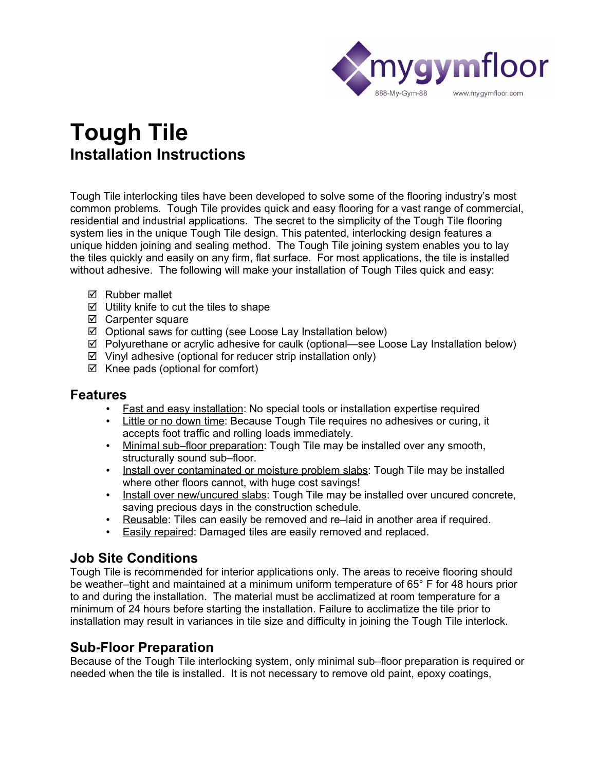# Tough Tile

## Installation Instructions

Tough Tile interlocking tiles have been developed to solve some of the flooring industry's most common problems. Tough Tile provides quick and easy flooring for a vast range of commercial, residential and industrial applications. The secret to the simplicity of the Tough Tile flooring system lies in the unique Tough Tile design. This patented, interlocking design features a unique hidden joining and sealing method. The Tough Tile joining system enables you to lay the tiles quickly and easily on any firm, flat surface. For most applications, the tile is installed without adhesive. The following will make your installation of Tough Tiles quick and easy:

- ☑ Rubber mallet
- ☑ Utility knife to cut the tiles to shape
- ☑ Carpenter square
- ☑ Optional saws for cutting (see Loose Lay Installation below)
- ☑ Polyurethane or acrylic adhesive for caulk (optional—see Loose Lay Installation below)
- ☑ Vinyl adhesive (optional for reducer strip installation only)
- ☑ Knee pads (optional for comfort)

## Features

- Fast and easy installation: No special tools or installation expertise required
- Little or no down time: Because Tough Tile requires no adhesives or curing, it accepts foot traffic and rolling loads immediately.
- Minimal sub–floor preparation: Tough Tile may be installed over any smooth, structurally sound sub–floor.
- Install over contaminated or moisture problem slabs: Tough Tile may be installed where other floors cannot, with huge cost savings!
- Install over new/uncured slabs: Tough Tile may be installed over uncured concrete, saving precious days in the construction schedule.
- Reusable: Tiles can easily be removed and re–laid in another area if required.
- Easily repaired: Damaged tiles are easily removed and replaced.

## Job Site Conditions

Tough Tile is recommended for interior applications only. The areas to receive flooring should be weather–tight and maintained at a minimum uniform temperature of 65° F for 48 hours prior to and during the installation. The material must be acclimatized at room temperature for a minimum of 24 hours before starting the installation. Failure to acclimatize the tile prior to installation may result in variances in tile size and difficulty in joining the Tough Tile interlock.

## Sub-Floor Preparation

Because of the Tough Tile interlocking system, only minimal sub–floor preparation is required or needed when the tile is installed. It is not necessary to remove old paint, epoxy coatings,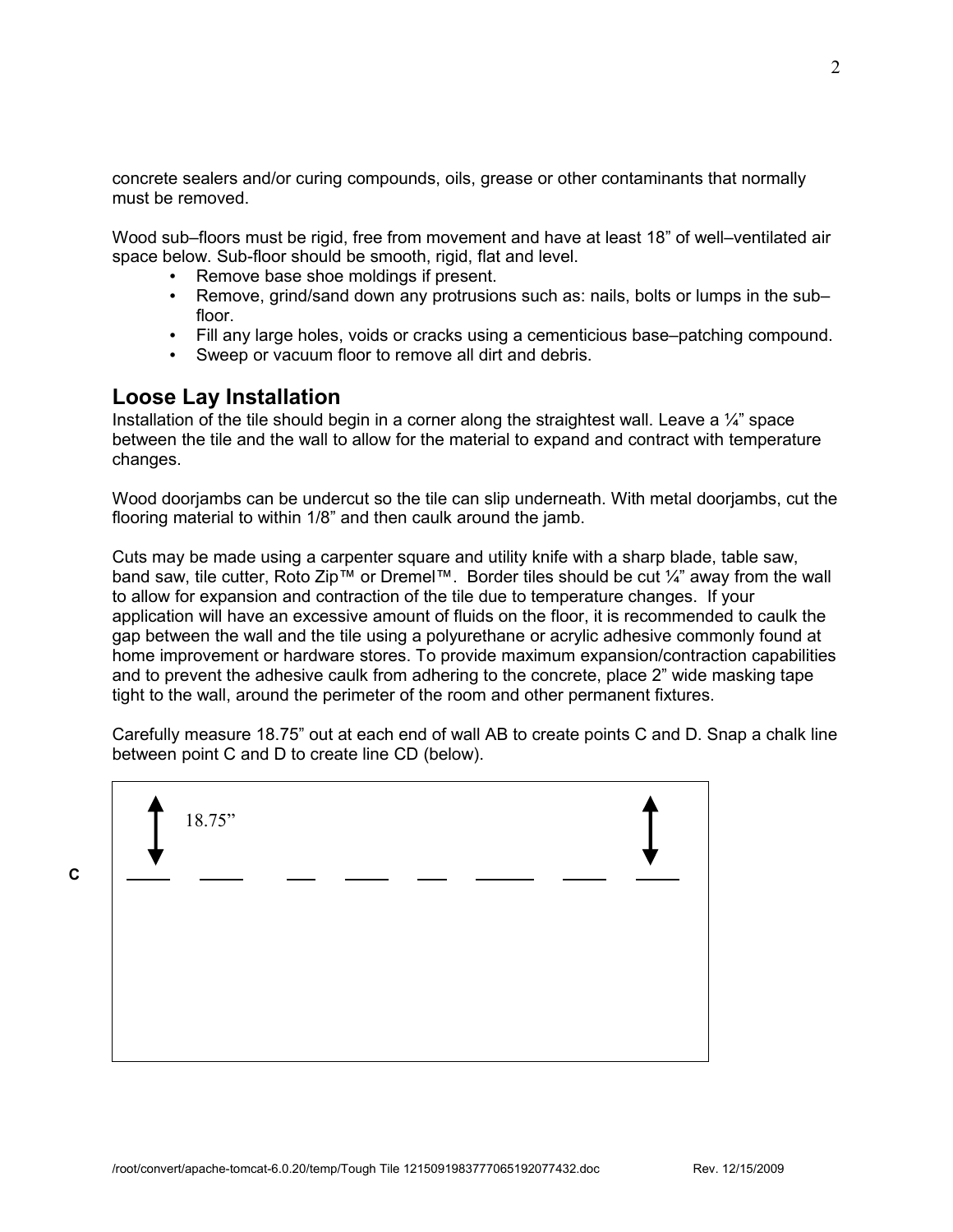concrete sealers and/or curing compounds, oils, grease or other contaminants that normally must be removed.

Wood sub–floors must be rigid, free from movement and have at least 18" of well–ventilated air space below. Sub-floor should be smooth, rigid, flat and level.

- Remove base shoe moldings if present.
- Remove, grind/sand down any protrusions such as: nails, bolts or lumps in the sub–floor.
- Fill any large holes, voids or cracks using a cementicious base–patching compound.
- Sweep or vacuum floor to remove all dirt and debris.

## Loose Lay Installation

Installation of the tile should begin in a corner along the straightest wall. Leave a ¼" space between the tile and the wall to allow for the material to expand and contract with temperature changes.

Wood doorjambs can be undercut so the tile can slip underneath. With metal doorjambs, cut the flooring material to within 1/8" and then caulk around the jamb.

Cuts may be made using a carpenter square and utility knife with a sharp blade, table saw, band saw, tile cutter, Roto Zip™ or Dremel™. Border tiles should be cut ¼" away from the wall to allow for expansion and contraction of the tile due to temperature changes. If your application will have an excessive amount of fluids on the floor, it is recommended to caulk the gap between the wall and the tile using a polyurethane or acrylic adhesive commonly found at home improvement or hardware stores. To provide maximum expansion/contraction capabilities and to prevent the adhesive caulk from adhering to the concrete, place 2" wide masking tape tight to the wall, around the perimeter of the room and other permanent fixtures.

Carefully measure 18.75" out at each end of wall AB to create points C and D. Snap a chalk line between point C and D to create line CD (below).

C

18.75"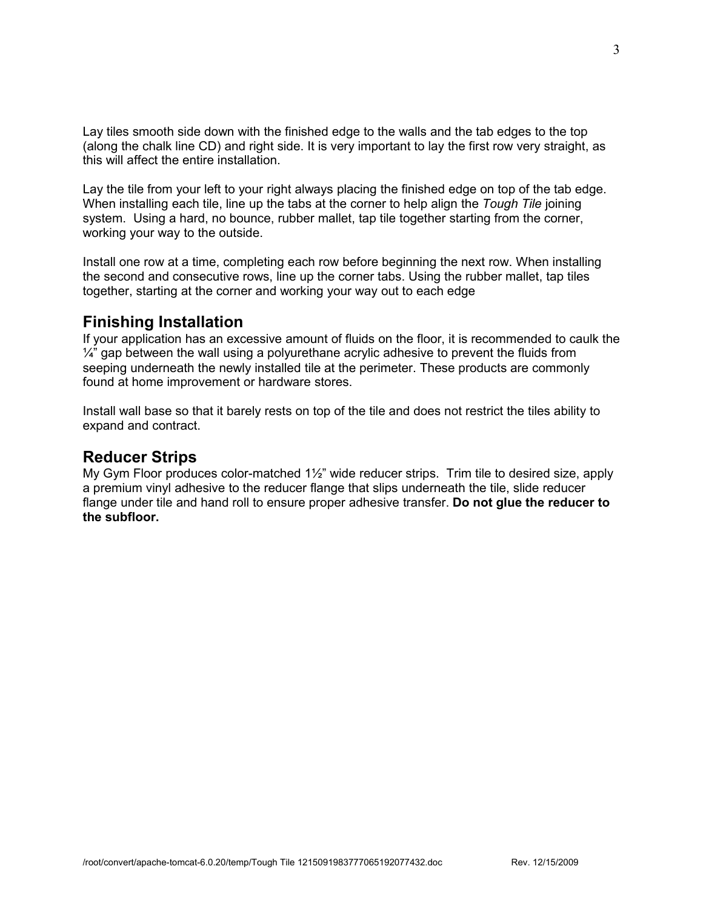Lay tiles smooth side down with the finished edge to the walls and the tab edges to the top (along the chalk line CD) and right side. It is very important to lay the first row very straight, as this will affect the entire installation.

Lay the tile from your left to your right always placing the finished edge on top of the tab edge. When installing each tile, line up the tabs at the corner to help align the *Tough Tile* joining system. Using a hard, no bounce, rubber mallet, tap tile together starting from the corner, working your way to the outside.

Install one row at a time, completing each row before beginning the next row. When installing the second and consecutive rows, line up the corner tabs. Using the rubber mallet, tap tiles together, starting at the corner and working your way out to each edge

## Finishing Installation

If your application has an excessive amount of fluids on the floor, it is recommended to caulk the ¼" gap between the wall using a polyurethane acrylic adhesive to prevent the fluids from seeping underneath the newly installed tile at the perimeter. These products are commonly found at home improvement or hardware stores.

Install wall base so that it barely rests on top of the tile and does not restrict the tiles ability to expand and contract.

## Reducer Strips

My Gym Floor produces color-matched 1½" wide reducer strips. Trim tile to desired size, apply a premium vinyl adhesive to the reducer flange that slips underneath the tile, slide reducer flange under tile and hand roll to ensure proper adhesive transfer. **Do not glue the reducer to the subfloor.**